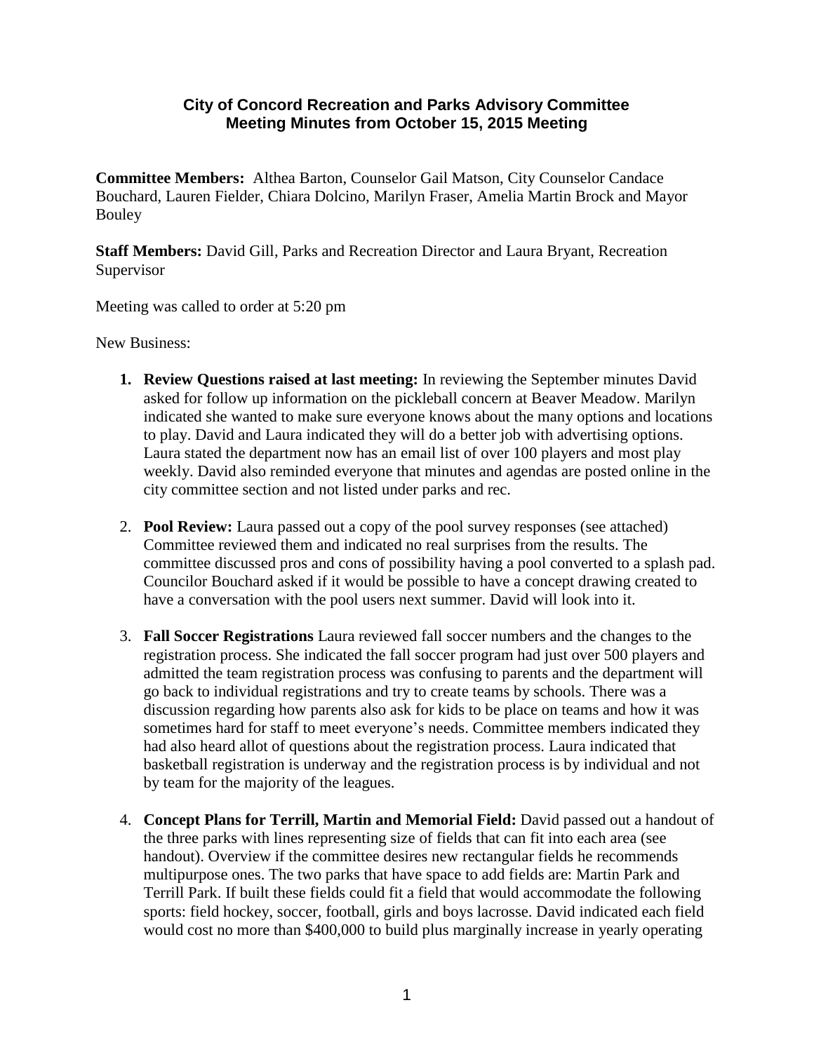**City of Concord Recreation and Parks Advisory Committee**
**Meeting Minutes from October 15, 2015 Meeting**

**Committee Members:** Althea Barton, Counselor Gail Matson, City Counselor Candace Bouchard, Lauren Fielder, Chiara Dolcino, Marilyn Fraser, Amelia Martin Brock and Mayor Bouley

**Staff Members:** David Gill, Parks and Recreation Director and Laura Bryant, Recreation Supervisor

Meeting was called to order at 5:20 pm

New Business:

1. **Review Questions raised at last meeting:** In reviewing the September minutes David asked for follow up information on the pickleball concern at Beaver Meadow. Marilyn indicated she wanted to make sure everyone knows about the many options and locations to play. David and Laura indicated they will do a better job with advertising options. Laura stated the department now has an email list of over 100 players and most play weekly. David also reminded everyone that minutes and agendas are posted online in the city committee section and not listed under parks and rec.

2. **Pool Review:** Laura passed out a copy of the pool survey responses (see attached) Committee reviewed them and indicated no real surprises from the results. The committee discussed pros and cons of possibility having a pool converted to a splash pad. Councilor Bouchard asked if it would be possible to have a concept drawing created to have a conversation with the pool users next summer. David will look into it.

3. **Fall Soccer Registrations** Laura reviewed fall soccer numbers and the changes to the registration process. She indicated the fall soccer program had just over 500 players and admitted the team registration process was confusing to parents and the department will go back to individual registrations and try to create teams by schools. There was a discussion regarding how parents also ask for kids to be place on teams and how it was sometimes hard for staff to meet everyone's needs. Committee members indicated they had also heard allot of questions about the registration process. Laura indicated that basketball registration is underway and the registration process is by individual and not by team for the majority of the leagues.

4. **Concept Plans for Terrill, Martin and Memorial Field:** David passed out a handout of the three parks with lines representing size of fields that can fit into each area (see handout). Overview if the committee desires new rectangular fields he recommends multipurpose ones. The two parks that have space to add fields are: Martin Park and Terrill Park. If built these fields could fit a field that would accommodate the following sports: field hockey, soccer, football, girls and boys lacrosse. David indicated each field would cost no more than $400,000 to build plus marginally increase in yearly operating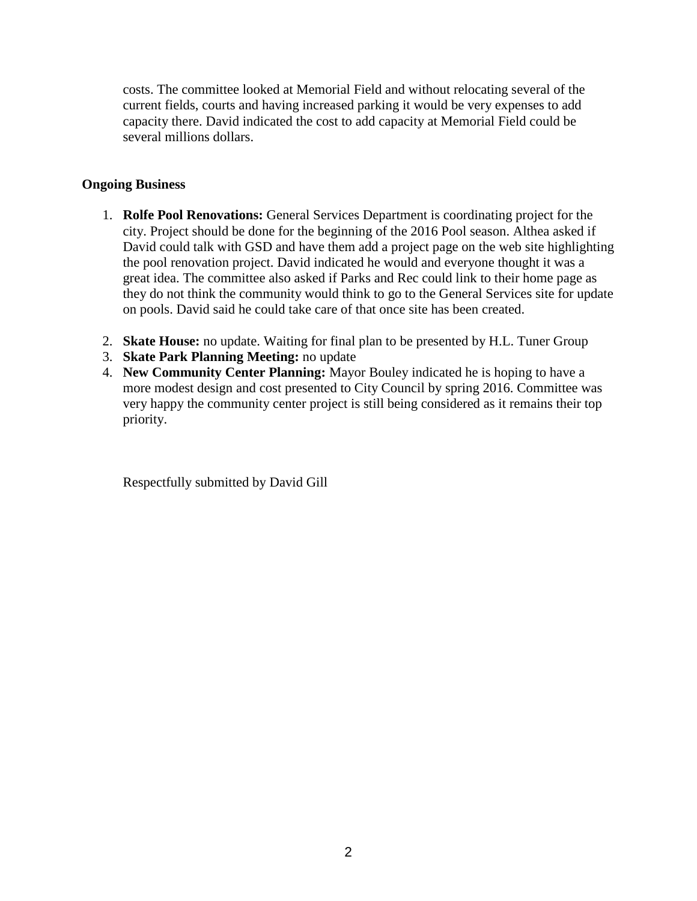costs. The committee looked at Memorial Field and without relocating several of the current fields, courts and having increased parking it would be very expenses to add capacity there. David indicated the cost to add capacity at Memorial Field could be several millions dollars.

**Ongoing Business**

1. **Rolfe Pool Renovations:** General Services Department is coordinating project for the city. Project should be done for the beginning of the 2016 Pool season. Althea asked if David could talk with GSD and have them add a project page on the web site highlighting the pool renovation project. David indicated he would and everyone thought it was a great idea. The committee also asked if Parks and Rec could link to their home page as they do not think the community would think to go to the General Services site for update on pools. David said he could take care of that once site has been created.

2. **Skate House:** no update. Waiting for final plan to be presented by H.L. Tuner Group
3. **Skate Park Planning Meeting:** no update
4. **New Community Center Planning:** Mayor Bouley indicated he is hoping to have a more modest design and cost presented to City Council by spring 2016. Committee was very happy the community center project is still being considered as it remains their top priority.

Respectfully submitted by David Gill